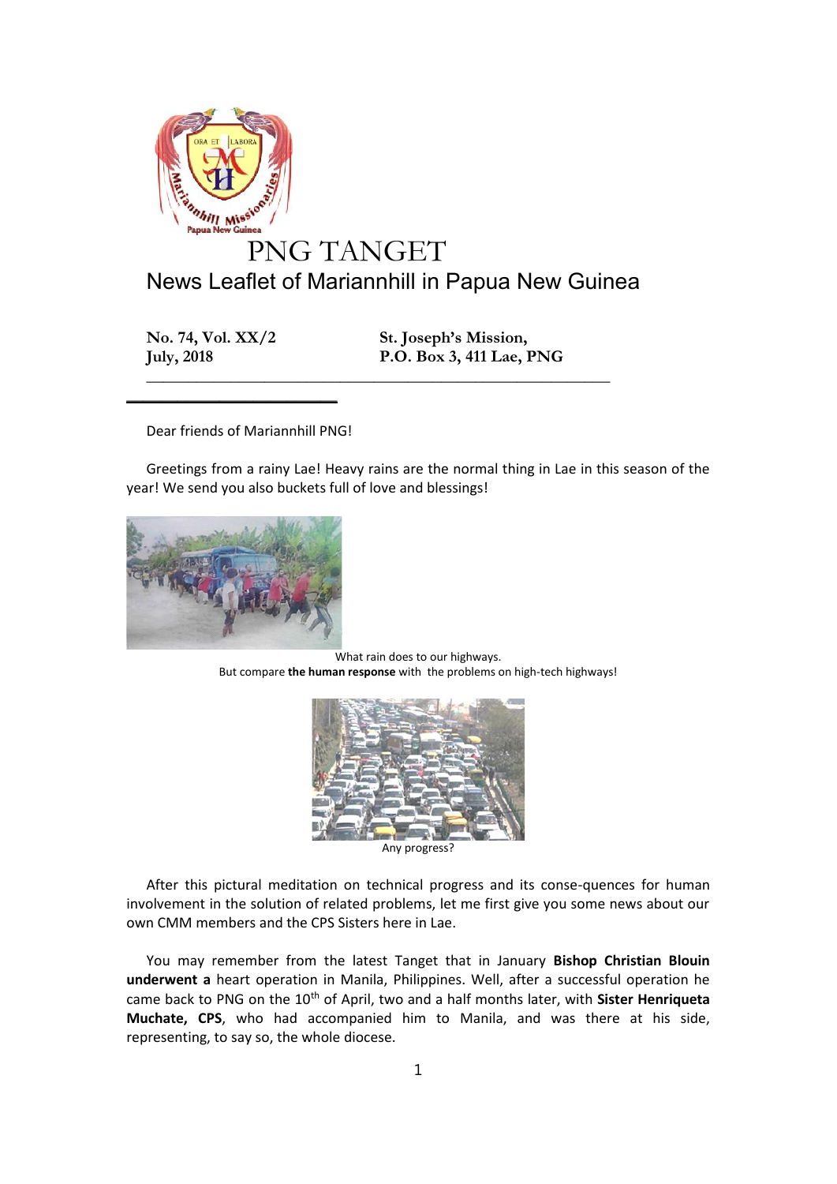# PNG TANGET

## News Leaflet of Mariannhill in Papua New Guinea

**No. 74, Vol. XX/2**
**July, 2018**

**St. Joseph's Mission,**
**P.O. Box 3, 411 Lae, PNG**

---

Dear friends of Mariannhill PNG!

Greetings from a rainy Lae! Heavy rains are the normal thing in Lae in this season of the year! We send you also buckets full of love and blessings!

What rain does to our highways.
But compare **the human response** with the problems on high-tech highways!

Any progress?

After this pictural meditation on technical progress and its conse-quences for human involvement in the solution of related problems, let me first give you some news about our own CMM members and the CPS Sisters here in Lae.

You may remember from the latest Tanget that in January **Bishop Christian Blouin underwent a** heart operation in Manila, Philippines. Well, after a successful operation he came back to PNG on the 10th of April, two and a half months later, with **Sister Henriqueta Muchate, CPS**, who had accompanied him to Manila, and was there at his side, representing, to say so, the whole diocese.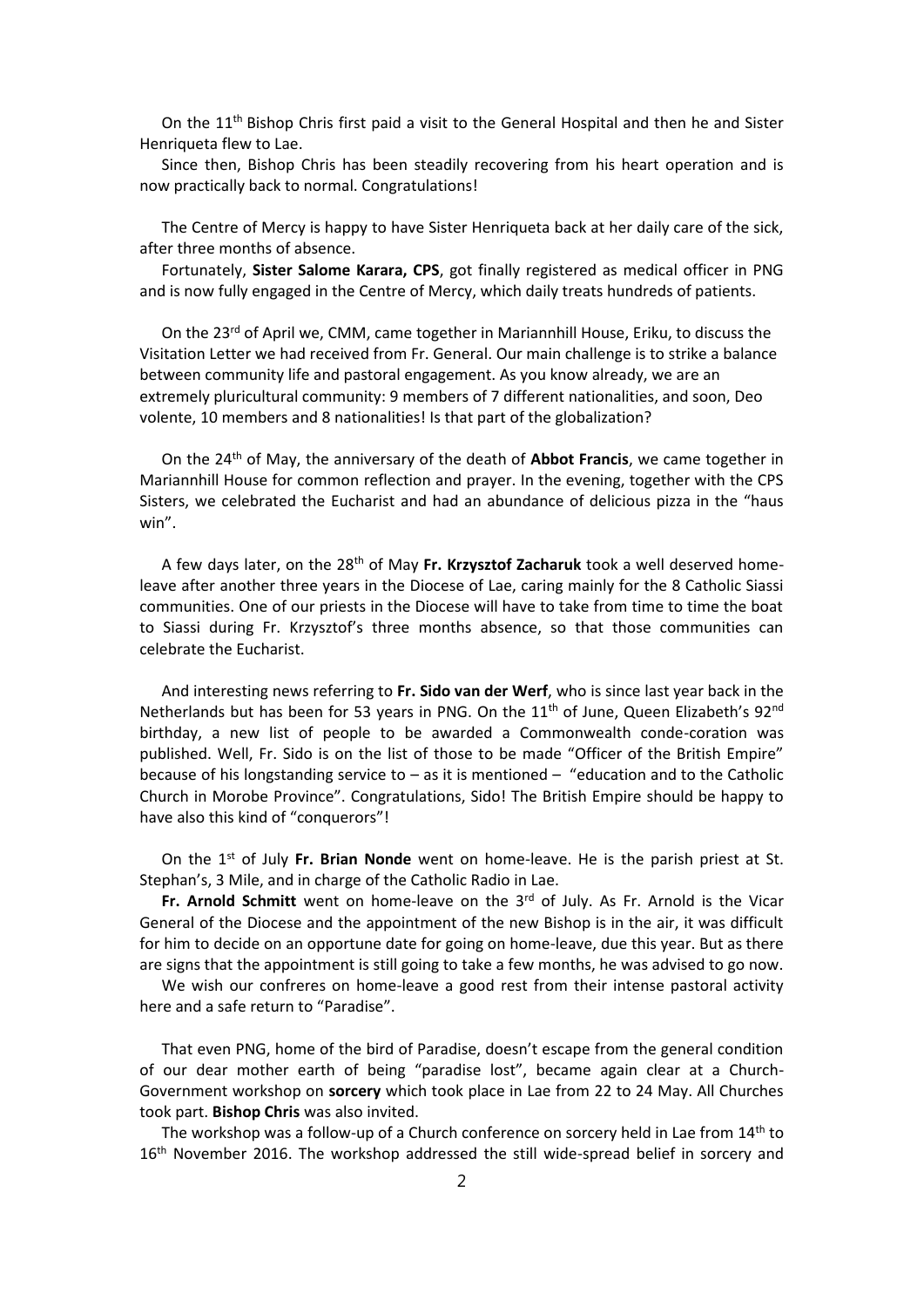On the 11th Bishop Chris first paid a visit to the General Hospital and then he and Sister Henriqueta flew to Lae.

Since then, Bishop Chris has been steadily recovering from his heart operation and is now practically back to normal. Congratulations!

The Centre of Mercy is happy to have Sister Henriqueta back at her daily care of the sick, after three months of absence.

Fortunately, **Sister Salome Karara, CPS**, got finally registered as medical officer in PNG and is now fully engaged in the Centre of Mercy, which daily treats hundreds of patients.

On the 23rd of April we, CMM, came together in Mariannhill House, Eriku, to discuss the Visitation Letter we had received from Fr. General. Our main challenge is to strike a balance between community life and pastoral engagement. As you know already, we are an extremely pluricultural community: 9 members of 7 different nationalities, and soon, Deo volente, 10 members and 8 nationalities! Is that part of the globalization?

On the 24th of May, the anniversary of the death of **Abbot Francis**, we came together in Mariannhill House for common reflection and prayer. In the evening, together with the CPS Sisters, we celebrated the Eucharist and had an abundance of delicious pizza in the "haus win".

A few days later, on the 28th of May **Fr. Krzysztof Zacharuk** took a well deserved home-leave after another three years in the Diocese of Lae, caring mainly for the 8 Catholic Siassi communities. One of our priests in the Diocese will have to take from time to time the boat to Siassi during Fr. Krzysztof's three months absence, so that those communities can celebrate the Eucharist.

And interesting news referring to **Fr. Sido van der Werf**, who is since last year back in the Netherlands but has been for 53 years in PNG. On the 11th of June, Queen Elizabeth's 92nd birthday, a new list of people to be awarded a Commonwealth conde-coration was published. Well, Fr. Sido is on the list of those to be made "Officer of the British Empire" because of his longstanding service to – as it is mentioned – "education and to the Catholic Church in Morobe Province". Congratulations, Sido! The British Empire should be happy to have also this kind of "conquerors"!

On the 1st of July **Fr. Brian Nonde** went on home-leave. He is the parish priest at St. Stephan's, 3 Mile, and in charge of the Catholic Radio in Lae.

**Fr. Arnold Schmitt** went on home-leave on the 3rd of July. As Fr. Arnold is the Vicar General of the Diocese and the appointment of the new Bishop is in the air, it was difficult for him to decide on an opportune date for going on home-leave, due this year. But as there are signs that the appointment is still going to take a few months, he was advised to go now.

We wish our confreres on home-leave a good rest from their intense pastoral activity here and a safe return to "Paradise".

That even PNG, home of the bird of Paradise, doesn't escape from the general condition of our dear mother earth of being "paradise lost", became again clear at a Church-Government workshop on **sorcery** which took place in Lae from 22 to 24 May. All Churches took part. **Bishop Chris** was also invited.

The workshop was a follow-up of a Church conference on sorcery held in Lae from 14th to 16th November 2016. The workshop addressed the still wide-spread belief in sorcery and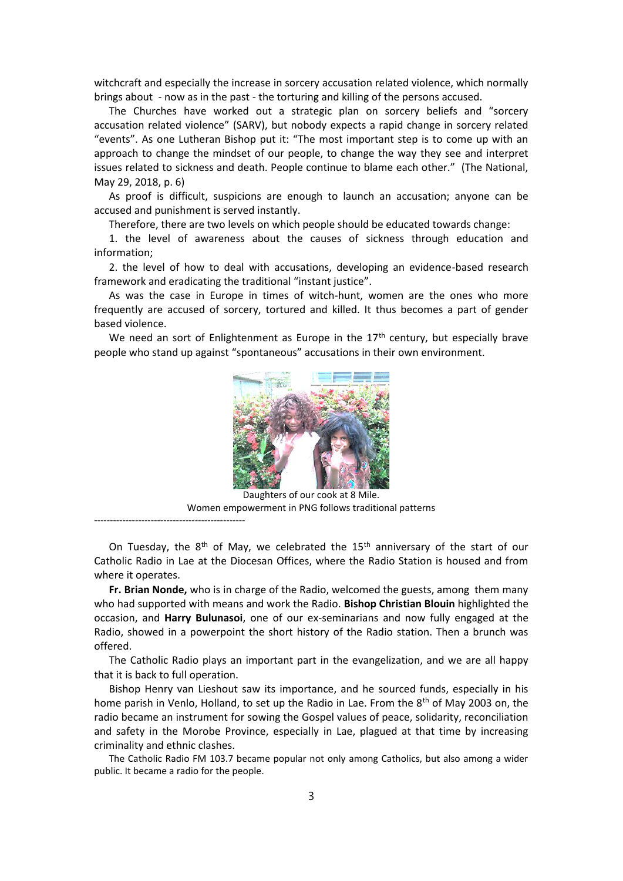witchcraft and especially the increase in sorcery accusation related violence, which normally brings about - now as in the past - the torturing and killing of the persons accused.

The Churches have worked out a strategic plan on sorcery beliefs and "sorcery accusation related violence" (SARV), but nobody expects a rapid change in sorcery related "events". As one Lutheran Bishop put it: "The most important step is to come up with an approach to change the mindset of our people, to change the way they see and interpret issues related to sickness and death. People continue to blame each other." (The National, May 29, 2018, p. 6)

As proof is difficult, suspicions are enough to launch an accusation; anyone can be accused and punishment is served instantly.

Therefore, there are two levels on which people should be educated towards change:

1. the level of awareness about the causes of sickness through education and information;

2. the level of how to deal with accusations, developing an evidence-based research framework and eradicating the traditional "instant justice".

As was the case in Europe in times of witch-hunt, women are the ones who more frequently are accused of sorcery, tortured and killed. It thus becomes a part of gender based violence.

We need an sort of Enlightenment as Europe in the 17th century, but especially brave people who stand up against "spontaneous" accusations in their own environment.

Daughters of our cook at 8 Mile.
Women empowerment in PNG follows traditional patterns

------------------------------------------------

On Tuesday, the 8th of May, we celebrated the 15th anniversary of the start of our Catholic Radio in Lae at the Diocesan Offices, where the Radio Station is housed and from where it operates.

**Fr. Brian Nonde,** who is in charge of the Radio, welcomed the guests, among them many who had supported with means and work the Radio. **Bishop Christian Blouin** highlighted the occasion, and **Harry Bulunasoi**, one of our ex-seminarians and now fully engaged at the Radio, showed in a powerpoint the short history of the Radio station. Then a brunch was offered.

The Catholic Radio plays an important part in the evangelization, and we are all happy that it is back to full operation.

Bishop Henry van Lieshout saw its importance, and he sourced funds, especially in his home parish in Venlo, Holland, to set up the Radio in Lae. From the 8th of May 2003 on, the radio became an instrument for sowing the Gospel values of peace, solidarity, reconciliation and safety in the Morobe Province, especially in Lae, plagued at that time by increasing criminality and ethnic clashes.

The Catholic Radio FM 103.7 became popular not only among Catholics, but also among a wider public. It became a radio for the people.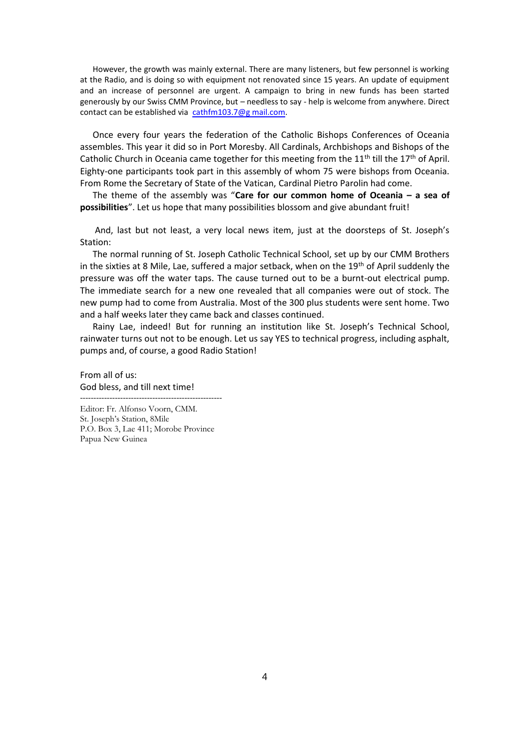However, the growth was mainly external. There are many listeners, but few personnel is working at the Radio, and is doing so with equipment not renovated since 15 years. An update of equipment and an increase of personnel are urgent. A campaign to bring in new funds has been started generously by our Swiss CMM Province, but – needless to say - help is welcome from anywhere. Direct contact can be established via cathfm103.7@g mail.com.

Once every four years the federation of the Catholic Bishops Conferences of Oceania assembles. This year it did so in Port Moresby. All Cardinals, Archbishops and Bishops of the Catholic Church in Oceania came together for this meeting from the 11th till the 17th of April. Eighty-one participants took part in this assembly of whom 75 were bishops from Oceania. From Rome the Secretary of State of the Vatican, Cardinal Pietro Parolin had come.

The theme of the assembly was "**Care for our common home of Oceania – a sea of possibilities**". Let us hope that many possibilities blossom and give abundant fruit!

And, last but not least, a very local news item, just at the doorsteps of St. Joseph's Station:

The normal running of St. Joseph Catholic Technical School, set up by our CMM Brothers in the sixties at 8 Mile, Lae, suffered a major setback, when on the 19th of April suddenly the pressure was off the water taps. The cause turned out to be a burnt-out electrical pump. The immediate search for a new one revealed that all companies were out of stock. The new pump had to come from Australia. Most of the 300 plus students were sent home. Two and a half weeks later they came back and classes continued.

Rainy Lae, indeed! But for running an institution like St. Joseph's Technical School, rainwater turns out not to be enough. Let us say YES to technical progress, including asphalt, pumps and, of course, a good Radio Station!

From all of us:
God bless, and till next time!

------------------------------------------------------

Editor: Fr. Alfonso Voorn, CMM.
St. Joseph's Station, 8Mile
P.O. Box 3, Lae 411; Morobe Province
Papua New Guinea